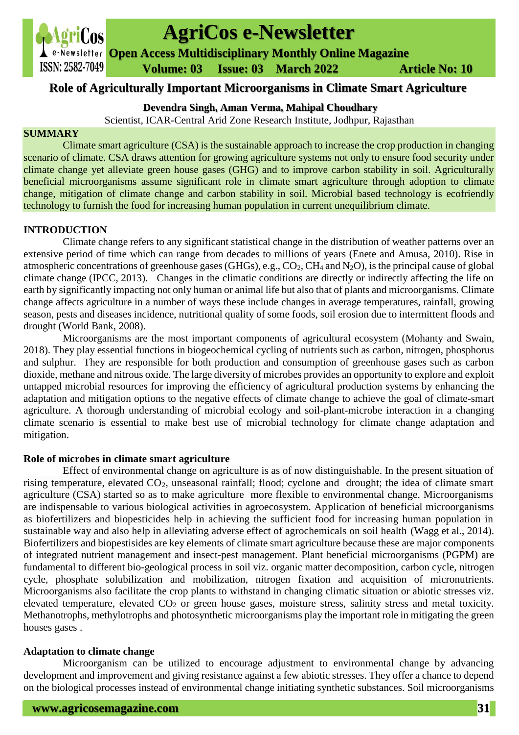# Role of Agriculturally Important Microorganisms in Climate Smart Agriculture

**Devendra Singh, Aman Verma, Mahipal Choudhary**

Scientist, ICAR-Central Arid Zone Research Institute, Jodhpur, Rajasthan

## SUMMARY

Climate smart agriculture (CSA) is the sustainable approach to increase the crop production in changing scenario of climate. CSA draws attention for growing agriculture systems not only to ensure food security under climate change yet alleviate green house gases (GHG) and to improve carbon stability in soil. Agriculturally beneficial microorganisms assume significant role in climate smart agriculture through adoption to climate change, mitigation of climate change and carbon stability in soil. Microbial based technology is ecofriendly technology to furnish the food for increasing human population in current unequilibrium climate.

## INTRODUCTION

Climate change refers to any significant statistical change in the distribution of weather patterns over an extensive period of time which can range from decades to millions of years (Enete and Amusa, 2010). Rise in atmospheric concentrations of greenhouse gases (GHGs), e.g., $CO_2$, $CH_4$ and $N_2O$), is the principal cause of global climate change (IPCC, 2013). Changes in the climatic conditions are directly or indirectly affecting the life on earth by significantly impacting not only human or animal life but also that of plants and microorganisms. Climate change affects agriculture in a number of ways these include changes in average temperatures, rainfall, growing season, pests and diseases incidence, nutritional quality of some foods, soil erosion due to intermittent floods and drought (World Bank, 2008).

Microorganisms are the most important components of agricultural ecosystem (Mohanty and Swain, 2018). They play essential functions in biogeochemical cycling of nutrients such as carbon, nitrogen, phosphorus and sulphur. They are responsible for both production and consumption of greenhouse gases such as carbon dioxide, methane and nitrous oxide. The large diversity of microbes provides an opportunity to explore and exploit untapped microbial resources for improving the efficiency of agricultural production systems by enhancing the adaptation and mitigation options to the negative effects of climate change to achieve the goal of climate-smart agriculture. A thorough understanding of microbial ecology and soil-plant-microbe interaction in a changing climate scenario is essential to make best use of microbial technology for climate change adaptation and mitigation.

### Role of microbes in climate smart agriculture

Effect of environmental change on agriculture is as of now distinguishable. In the present situation of rising temperature, elevated $CO_2$, unseasonal rainfall; flood; cyclone and drought; the idea of climate smart agriculture (CSA) started so as to make agriculture more flexible to environmental change. Microorganisms are indispensable to various biological activities in agroecosystem. Application of beneficial microorganisms as biofertilizers and biopesticides help in achieving the sufficient food for increasing human population in sustainable way and also help in alleviating adverse effect of agrochemicals on soil health (Wagg et al., 2014). Biofertilizers and biopestisides are key elements of climate smart agriculture because these are major components of integrated nutrient management and insect-pest management. Plant beneficial microorganisms (PGPM) are fundamental to different bio-geological process in soil viz. organic matter decomposition, carbon cycle, nitrogen cycle, phosphate solubilization and mobilization, nitrogen fixation and acquisition of micronutrients. Microorganisms also facilitate the crop plants to withstand in changing climatic situation or abiotic stresses viz. elevated temperature, elevated $CO_2$ or green house gases, moisture stress, salinity stress and metal toxicity. Methanotrophs, methylotrophs and photosynthetic microorganisms play the important role in mitigating the green houses gases .

### Adaptation to climate change

Microorganism can be utilized to encourage adjustment to environmental change by advancing development and improvement and giving resistance against a few abiotic stresses. They offer a chance to depend on the biological processes instead of environmental change initiating synthetic substances. Soil microorganisms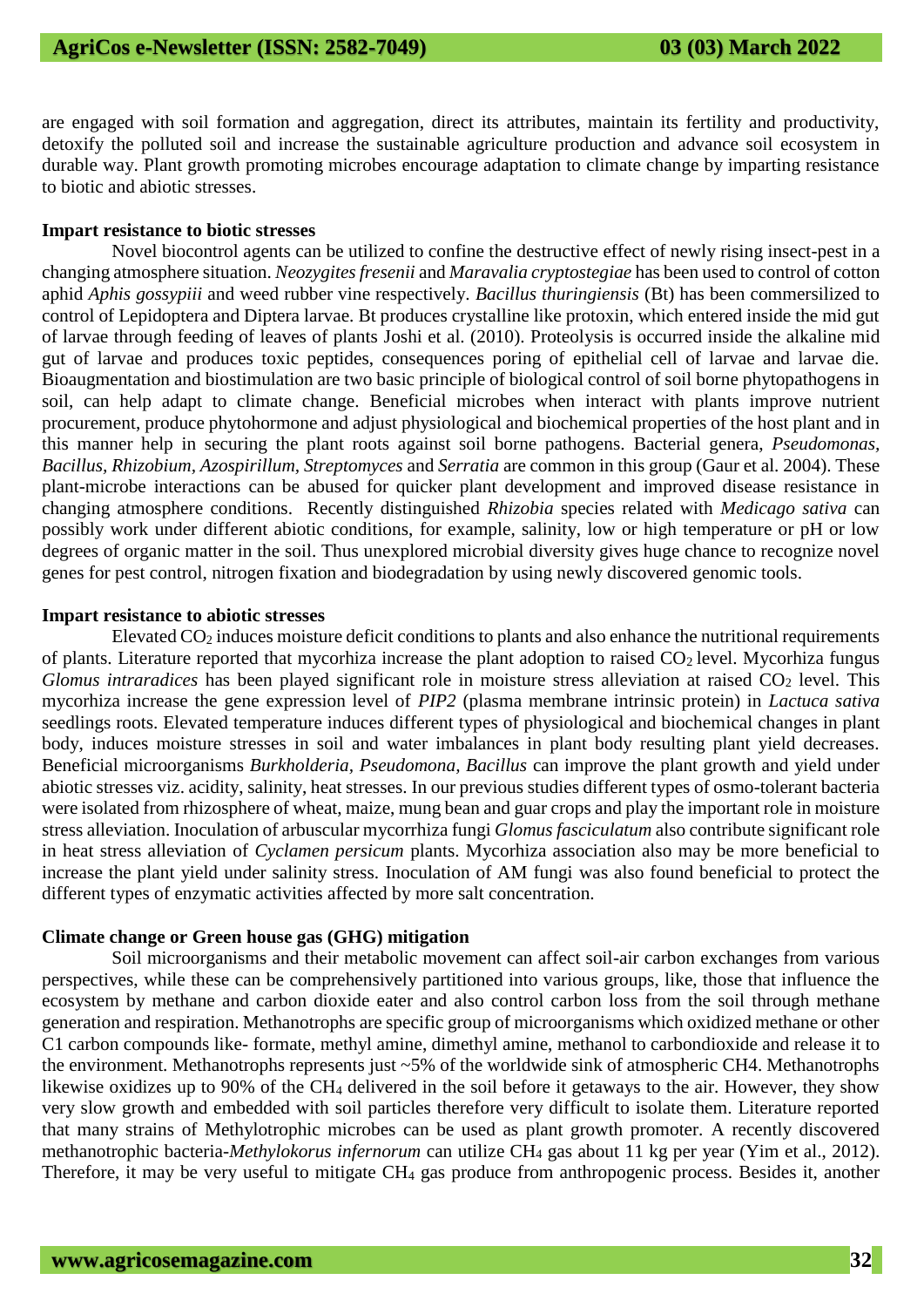are engaged with soil formation and aggregation, direct its attributes, maintain its fertility and productivity, detoxify the polluted soil and increase the sustainable agriculture production and advance soil ecosystem in durable way. Plant growth promoting microbes encourage adaptation to climate change by imparting resistance to biotic and abiotic stresses.

**Impart resistance to biotic stresses**

Novel biocontrol agents can be utilized to confine the destructive effect of newly rising insect-pest in a changing atmosphere situation. *Neozygites fresenii* and *Maravalia cryptostegiae* has been used to control of cotton aphid *Aphis gossypiii* and weed rubber vine respectively. *Bacillus thuringiensis* (Bt) has been commersilized to control of Lepidoptera and Diptera larvae. Bt produces crystalline like protoxin, which entered inside the mid gut of larvae through feeding of leaves of plants Joshi et al. (2010). Proteolysis is occurred inside the alkaline mid gut of larvae and produces toxic peptides, consequences poring of epithelial cell of larvae and larvae die. Bioaugmentation and biostimulation are two basic principle of biological control of soil borne phytopathogens in soil, can help adapt to climate change. Beneficial microbes when interact with plants improve nutrient procurement, produce phytohormone and adjust physiological and biochemical properties of the host plant and in this manner help in securing the plant roots against soil borne pathogens. Bacterial genera, *Pseudomonas, Bacillus, Rhizobium, Azospirillum, Streptomyces* and *Serratia* are common in this group (Gaur et al. 2004). These plant-microbe interactions can be abused for quicker plant development and improved disease resistance in changing atmosphere conditions. Recently distinguished *Rhizobia* species related with *Medicago sativa* can possibly work under different abiotic conditions, for example, salinity, low or high temperature or pH or low degrees of organic matter in the soil. Thus unexplored microbial diversity gives huge chance to recognize novel genes for pest control, nitrogen fixation and biodegradation by using newly discovered genomic tools.

**Impart resistance to abiotic stresses**

Elevated $CO_2$ induces moisture deficit conditions to plants and also enhance the nutritional requirements of plants. Literature reported that mycorhiza increase the plant adoption to raised $CO_2$ level. Mycorhiza fungus *Glomus intraradices* has been played significant role in moisture stress alleviation at raised $CO_2$ level. This mycorhiza increase the gene expression level of *PIP2* (plasma membrane intrinsic protein) in *Lactuca sativa* seedlings roots. Elevated temperature induces different types of physiological and biochemical changes in plant body, induces moisture stresses in soil and water imbalances in plant body resulting plant yield decreases. Beneficial microorganisms *Burkholderia, Pseudomona, Bacillus* can improve the plant growth and yield under abiotic stresses viz. acidity, salinity, heat stresses. In our previous studies different types of osmo-tolerant bacteria were isolated from rhizosphere of wheat, maize, mung bean and guar crops and play the important role in moisture stress alleviation. Inoculation of arbuscular mycorrhiza fungi *Glomus fasciculatum* also contribute significant role in heat stress alleviation of *Cyclamen persicum* plants. Mycorhiza association also may be more beneficial to increase the plant yield under salinity stress. Inoculation of AM fungi was also found beneficial to protect the different types of enzymatic activities affected by more salt concentration.

**Climate change or Green house gas (GHG) mitigation**

Soil microorganisms and their metabolic movement can affect soil-air carbon exchanges from various perspectives, while these can be comprehensively partitioned into various groups, like, those that influence the ecosystem by methane and carbon dioxide eater and also control carbon loss from the soil through methane generation and respiration. Methanotrophs are specific group of microorganisms which oxidized methane or other C1 carbon compounds like- formate, methyl amine, dimethyl amine, methanol to carbondioxide and release it to the environment. Methanotrophs represents just ~5% of the worldwide sink of atmospheric CH4. Methanotrophs likewise oxidizes up to 90% of the $CH_4$ delivered in the soil before it getaways to the air. However, they show very slow growth and embedded with soil particles therefore very difficult to isolate them. Literature reported that many strains of Methylotrophic microbes can be used as plant growth promoter. A recently discovered methanotrophic bacteria-*Methylokorus infernorum* can utilize $CH_4$ gas about 11 kg per year (Yim et al., 2012). Therefore, it may be very useful to mitigate $CH_4$ gas produce from anthropogenic process. Besides it, another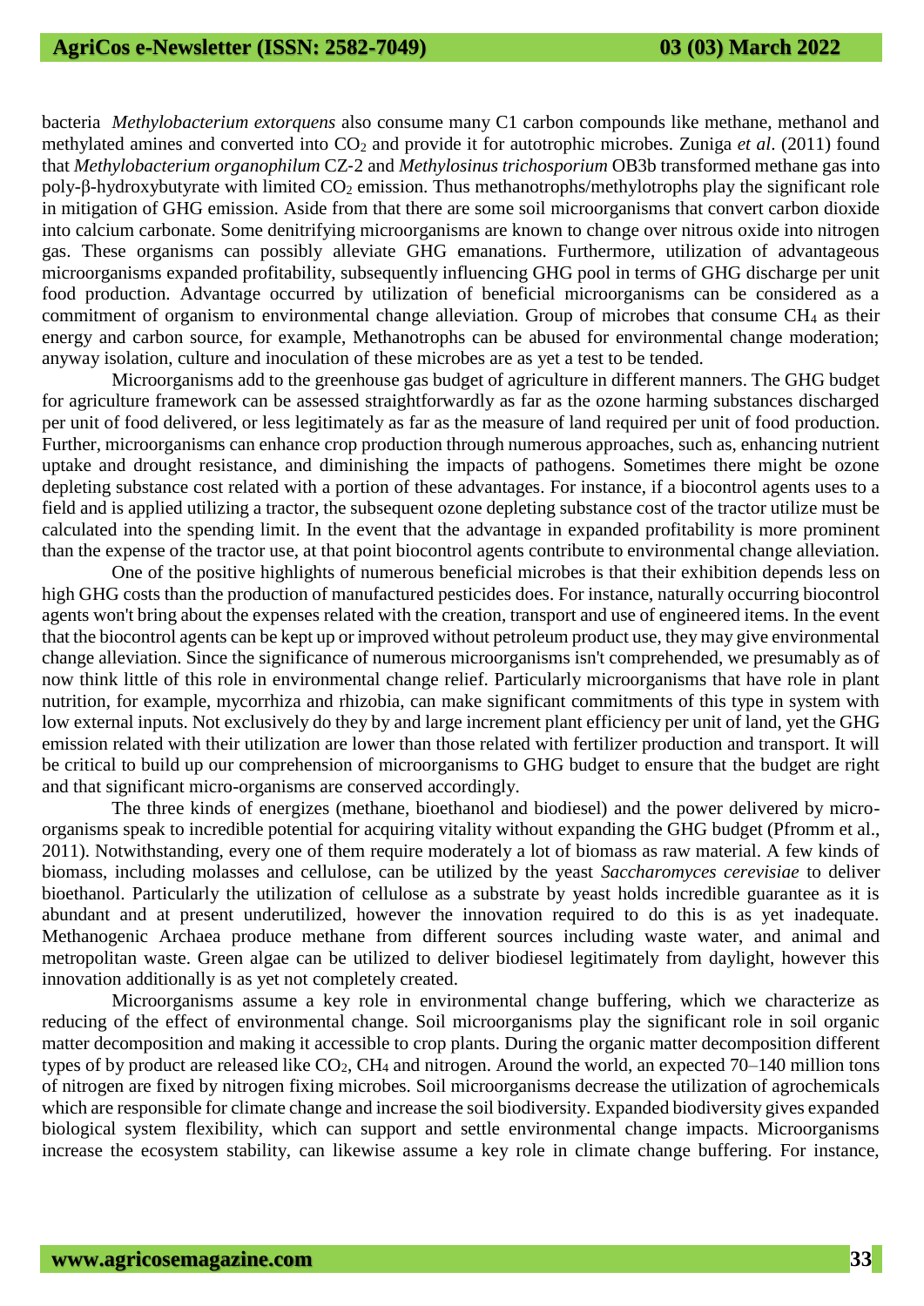bacteria *Methylobacterium extorquens* also consume many C1 carbon compounds like methane, methanol and methylated amines and converted into $CO_2$ and provide it for autotrophic microbes. Zuniga *et al*. (2011) found that *Methylobacterium organophilum* CZ-2 and *Methylosinus trichosporium* OB3b transformed methane gas into poly-β-hydroxybutyrate with limited $CO_2$ emission. Thus methanotrophs/methylotrophs play the significant role in mitigation of GHG emission. Aside from that there are some soil microorganisms that convert carbon dioxide into calcium carbonate. Some denitrifying microorganisms are known to change over nitrous oxide into nitrogen gas. These organisms can possibly alleviate GHG emanations. Furthermore, utilization of advantageous microorganisms expanded profitability, subsequently influencing GHG pool in terms of GHG discharge per unit food production. Advantage occurred by utilization of beneficial microorganisms can be considered as a commitment of organism to environmental change alleviation. Group of microbes that consume $CH_4$ as their energy and carbon source, for example, Methanotrophs can be abused for environmental change moderation; anyway isolation, culture and inoculation of these microbes are as yet a test to be tended.

Microorganisms add to the greenhouse gas budget of agriculture in different manners. The GHG budget for agriculture framework can be assessed straightforwardly as far as the ozone harming substances discharged per unit of food delivered, or less legitimately as far as the measure of land required per unit of food production. Further, microorganisms can enhance crop production through numerous approaches, such as, enhancing nutrient uptake and drought resistance, and diminishing the impacts of pathogens. Sometimes there might be ozone depleting substance cost related with a portion of these advantages. For instance, if a biocontrol agents uses to a field and is applied utilizing a tractor, the subsequent ozone depleting substance cost of the tractor utilize must be calculated into the spending limit. In the event that the advantage in expanded profitability is more prominent than the expense of the tractor use, at that point biocontrol agents contribute to environmental change alleviation.

One of the positive highlights of numerous beneficial microbes is that their exhibition depends less on high GHG costs than the production of manufactured pesticides does. For instance, naturally occurring biocontrol agents won't bring about the expenses related with the creation, transport and use of engineered items. In the event that the biocontrol agents can be kept up or improved without petroleum product use, they may give environmental change alleviation. Since the significance of numerous microorganisms isn't comprehended, we presumably as of now think little of this role in environmental change relief. Particularly microorganisms that have role in plant nutrition, for example, mycorrhiza and rhizobia, can make significant commitments of this type in system with low external inputs. Not exclusively do they by and large increment plant efficiency per unit of land, yet the GHG emission related with their utilization are lower than those related with fertilizer production and transport. It will be critical to build up our comprehension of microorganisms to GHG budget to ensure that the budget are right and that significant micro-organisms are conserved accordingly.

The three kinds of energizes (methane, bioethanol and biodiesel) and the power delivered by micro-organisms speak to incredible potential for acquiring vitality without expanding the GHG budget (Pfromm et al., 2011). Notwithstanding, every one of them require moderately a lot of biomass as raw material. A few kinds of biomass, including molasses and cellulose, can be utilized by the yeast *Saccharomyces cerevisiae* to deliver bioethanol. Particularly the utilization of cellulose as a substrate by yeast holds incredible guarantee as it is abundant and at present underutilized, however the innovation required to do this is as yet inadequate. Methanogenic Archaea produce methane from different sources including waste water, and animal and metropolitan waste. Green algae can be utilized to deliver biodiesel legitimately from daylight, however this innovation additionally is as yet not completely created.

Microorganisms assume a key role in environmental change buffering, which we characterize as reducing of the effect of environmental change. Soil microorganisms play the significant role in soil organic matter decomposition and making it accessible to crop plants. During the organic matter decomposition different types of by product are released like $CO_2$, $CH_4$ and nitrogen. Around the world, an expected 70–140 million tons of nitrogen are fixed by nitrogen fixing microbes. Soil microorganisms decrease the utilization of agrochemicals which are responsible for climate change and increase the soil biodiversity. Expanded biodiversity gives expanded biological system flexibility, which can support and settle environmental change impacts. Microorganisms increase the ecosystem stability, can likewise assume a key role in climate change buffering. For instance,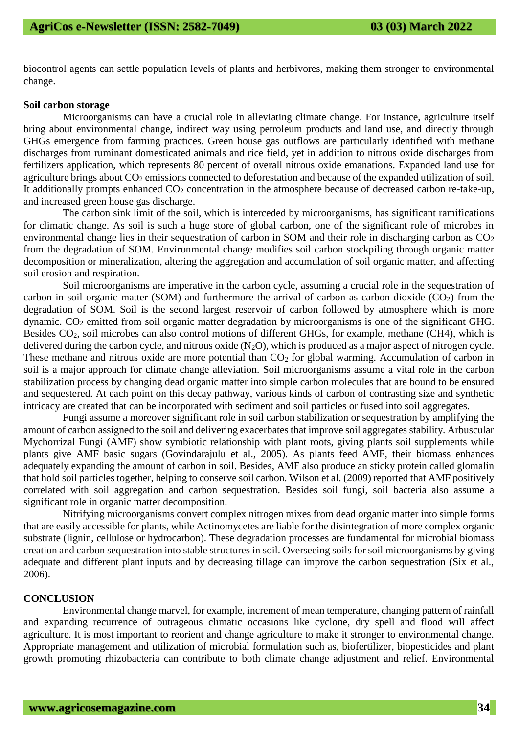biocontrol agents can settle population levels of plants and herbivores, making them stronger to environmental change.

**Soil carbon storage**

Microorganisms can have a crucial role in alleviating climate change. For instance, agriculture itself bring about environmental change, indirect way using petroleum products and land use, and directly through GHGs emergence from farming practices. Green house gas outflows are particularly identified with methane discharges from ruminant domesticated animals and rice field, yet in addition to nitrous oxide discharges from fertilizers application, which represents 80 percent of overall nitrous oxide emanations. Expanded land use for agriculture brings about $CO_2$ emissions connected to deforestation and because of the expanded utilization of soil. It additionally prompts enhanced $CO_2$ concentration in the atmosphere because of decreased carbon re-take-up, and increased green house gas discharge.

The carbon sink limit of the soil, which is interceded by microorganisms, has significant ramifications for climatic change. As soil is such a huge store of global carbon, one of the significant role of microbes in environmental change lies in their sequestration of carbon in SOM and their role in discharging carbon as $CO_2$ from the degradation of SOM. Environmental change modifies soil carbon stockpiling through organic matter decomposition or mineralization, altering the aggregation and accumulation of soil organic matter, and affecting soil erosion and respiration.

Soil microorganisms are imperative in the carbon cycle, assuming a crucial role in the sequestration of carbon in soil organic matter (SOM) and furthermore the arrival of carbon as carbon dioxide ($CO_2$) from the degradation of SOM. Soil is the second largest reservoir of carbon followed by atmosphere which is more dynamic. $CO_2$ emitted from soil organic matter degradation by microorganisms is one of the significant GHG. Besides $CO_2$, soil microbes can also control motions of different GHGs, for example, methane (CH4), which is delivered during the carbon cycle, and nitrous oxide ($N_2O$), which is produced as a major aspect of nitrogen cycle. These methane and nitrous oxide are more potential than $CO_2$ for global warming. Accumulation of carbon in soil is a major approach for climate change alleviation. Soil microorganisms assume a vital role in the carbon stabilization process by changing dead organic matter into simple carbon molecules that are bound to be ensured and sequestered. At each point on this decay pathway, various kinds of carbon of contrasting size and synthetic intricacy are created that can be incorporated with sediment and soil particles or fused into soil aggregates.

Fungi assume a moreover significant role in soil carbon stabilization or sequestration by amplifying the amount of carbon assigned to the soil and delivering exacerbates that improve soil aggregates stability. Arbuscular Mychorrizal Fungi (AMF) show symbiotic relationship with plant roots, giving plants soil supplements while plants give AMF basic sugars (Govindarajulu et al., 2005). As plants feed AMF, their biomass enhances adequately expanding the amount of carbon in soil. Besides, AMF also produce an sticky protein called glomalin that hold soil particles together, helping to conserve soil carbon. Wilson et al. (2009) reported that AMF positively correlated with soil aggregation and carbon sequestration. Besides soil fungi, soil bacteria also assume a significant role in organic matter decomposition.

Nitrifying microorganisms convert complex nitrogen mixes from dead organic matter into simple forms that are easily accessible for plants, while Actinomycetes are liable for the disintegration of more complex organic substrate (lignin, cellulose or hydrocarbon). These degradation processes are fundamental for microbial biomass creation and carbon sequestration into stable structures in soil. Overseeing soils for soil microorganisms by giving adequate and different plant inputs and by decreasing tillage can improve the carbon sequestration (Six et al., 2006).

**CONCLUSION**

Environmental change marvel, for example, increment of mean temperature, changing pattern of rainfall and expanding recurrence of outrageous climatic occasions like cyclone, dry spell and flood will affect agriculture. It is most important to reorient and change agriculture to make it stronger to environmental change. Appropriate management and utilization of microbial formulation such as, biofertilizer, biopesticides and plant growth promoting rhizobacteria can contribute to both climate change adjustment and relief. Environmental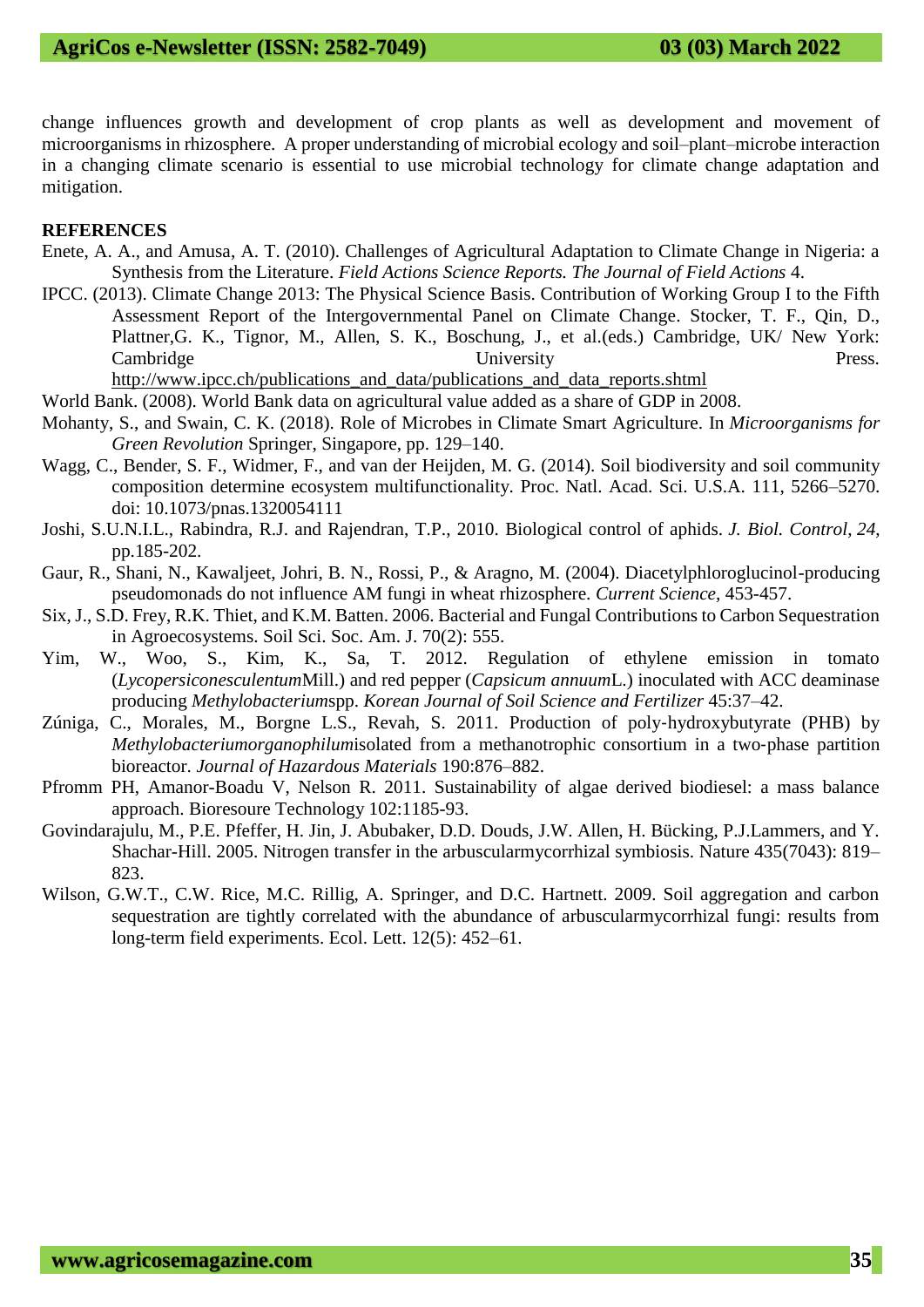change influences growth and development of crop plants as well as development and movement of microorganisms in rhizosphere. A proper understanding of microbial ecology and soil–plant–microbe interaction in a changing climate scenario is essential to use microbial technology for climate change adaptation and mitigation.

**REFERENCES**

Enete, A. A., and Amusa, A. T. (2010). Challenges of Agricultural Adaptation to Climate Change in Nigeria: a Synthesis from the Literature. *Field Actions Science Reports. The Journal of Field Actions* 4.

IPCC. (2013). Climate Change 2013: The Physical Science Basis. Contribution of Working Group I to the Fifth Assessment Report of the Intergovernmental Panel on Climate Change. Stocker, T. F., Qin, D., Plattner,G. K., Tignor, M., Allen, S. K., Boschung, J., et al.(eds.) Cambridge, UK/ New York: Cambridge University Press. http://www.ipcc.ch/publications_and_data/publications_and_data_reports.shtml

World Bank. (2008). World Bank data on agricultural value added as a share of GDP in 2008.

Mohanty, S., and Swain, C. K. (2018). Role of Microbes in Climate Smart Agriculture. In *Microorganisms for Green Revolution* Springer, Singapore, pp. 129–140.

Wagg, C., Bender, S. F., Widmer, F., and van der Heijden, M. G. (2014). Soil biodiversity and soil community composition determine ecosystem multifunctionality. Proc. Natl. Acad. Sci. U.S.A. 111, 5266–5270. doi: 10.1073/pnas.1320054111

Joshi, S.U.N.I.L., Rabindra, R.J. and Rajendran, T.P., 2010. Biological control of aphids. *J. Biol. Control*, *24*, pp.185-202.

Gaur, R., Shani, N., Kawaljeet, Johri, B. N., Rossi, P., & Aragno, M. (2004). Diacetylphloroglucinol-producing pseudomonads do not influence AM fungi in wheat rhizosphere. *Current Science*, 453-457.

Six, J., S.D. Frey, R.K. Thiet, and K.M. Batten. 2006. Bacterial and Fungal Contributions to Carbon Sequestration in Agroecosystems. Soil Sci. Soc. Am. J. 70(2): 555.

Yim, W., Woo, S., Kim, K., Sa, T. 2012. Regulation of ethylene emission in tomato (*Lycopersiconesculentum*Mill.) and red pepper (*Capsicum annuum*L.) inoculated with ACC deaminase producing *Methylobacterium*spp. *Korean Journal of Soil Science and Fertilizer* 45:37–42.

Zúniga, C., Morales, M., Borgne L.S., Revah, S. 2011. Production of poly-hydroxybutyrate (PHB) by *Methylobacteriumorganophilum*isolated from a methanotrophic consortium in a two-phase partition bioreactor. *Journal of Hazardous Materials* 190:876–882.

Pfromm PH, Amanor-Boadu V, Nelson R. 2011. Sustainability of algae derived biodiesel: a mass balance approach. Bioresoure Technology 102:1185-93.

Govindarajulu, M., P.E. Pfeffer, H. Jin, J. Abubaker, D.D. Douds, J.W. Allen, H. Bücking, P.J.Lammers, and Y. Shachar-Hill. 2005. Nitrogen transfer in the arbuscularmycorrhizal symbiosis. Nature 435(7043): 819–823.

Wilson, G.W.T., C.W. Rice, M.C. Rillig, A. Springer, and D.C. Hartnett. 2009. Soil aggregation and carbon sequestration are tightly correlated with the abundance of arbuscularmycorrhizal fungi: results from long-term field experiments. Ecol. Lett. 12(5): 452–61.